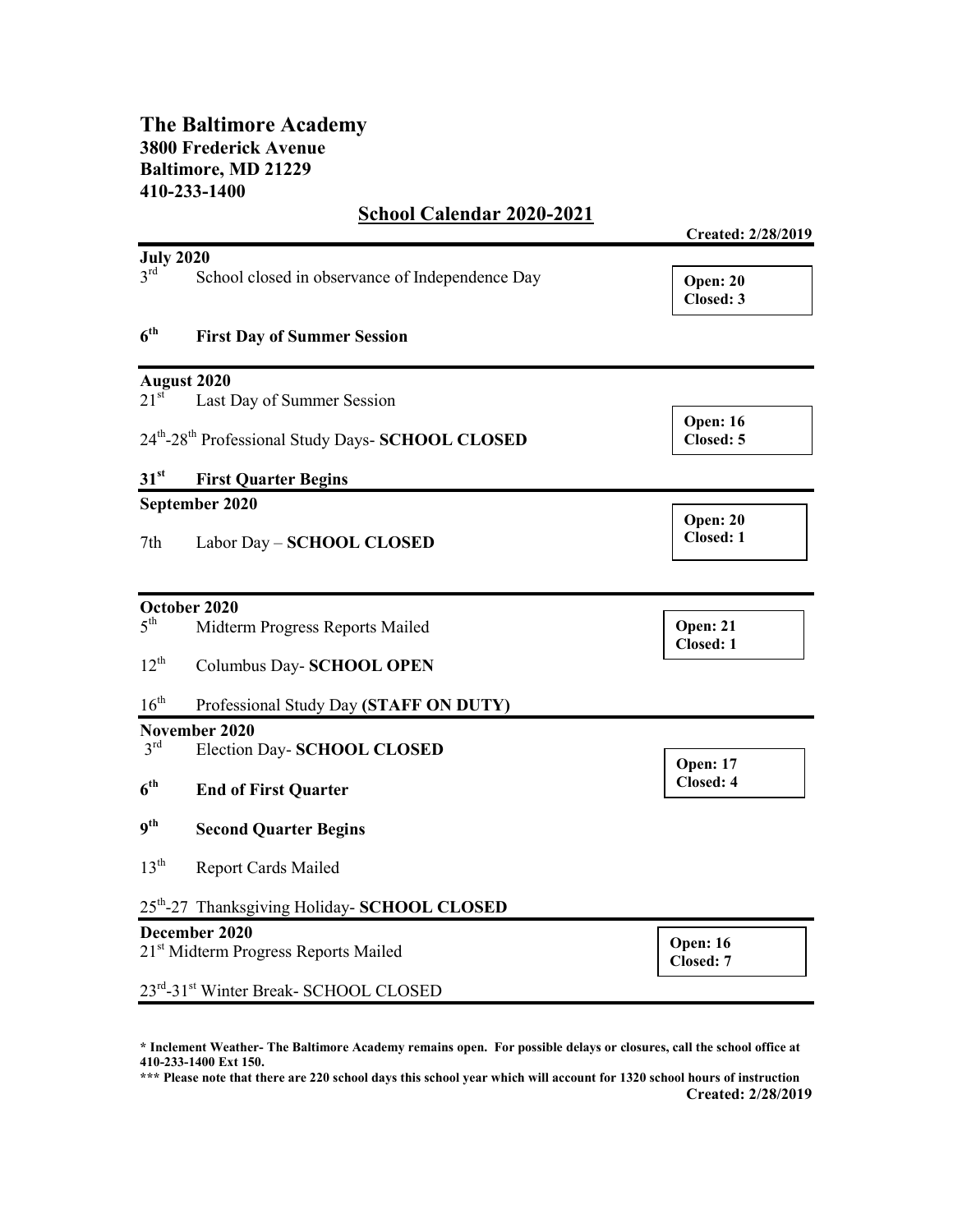# The Baltimore Academy

**3800 Frederick Avenue**
**Baltimore, MD 21229**
**410-233-1400**

## School Calendar 2020-2021

**Created: 2/28/2019**

---

**July 2020**

**Open: 20**
**Closed: 3**

3rd School closed in observance of Independence Day

**6th First Day of Summer Session**

---

**August 2020**

**Open: 16**
**Closed: 5**

21st Last Day of Summer Session

24th-28th Professional Study Days- **SCHOOL CLOSED**

**31st First Quarter Begins**

---

**September 2020**

**Open: 20**
**Closed: 1**

7th Labor Day – **SCHOOL CLOSED**

---

**October 2020**

**Open: 21**
**Closed: 1**

5th Midterm Progress Reports Mailed

12th Columbus Day- **SCHOOL OPEN**

16th Professional Study Day **(STAFF ON DUTY)**

---

**November 2020**

**Open: 17**
**Closed: 4**

3rd Election Day- **SCHOOL CLOSED**

**6th End of First Quarter**

**9th Second Quarter Begins**

13th Report Cards Mailed

25th-27 Thanksgiving Holiday- **SCHOOL CLOSED**

---

**December 2020**

**Open: 16**
**Closed: 7**

21st Midterm Progress Reports Mailed

23rd-31st Winter Break- SCHOOL CLOSED

---

**\* Inclement Weather- The Baltimore Academy remains open. For possible delays or closures, call the school office at 410-233-1400 Ext 150.**

**\*\*\* Please note that there are 220 school days this school year which will account for 1320 school hours of instruction**

**Created: 2/28/2019**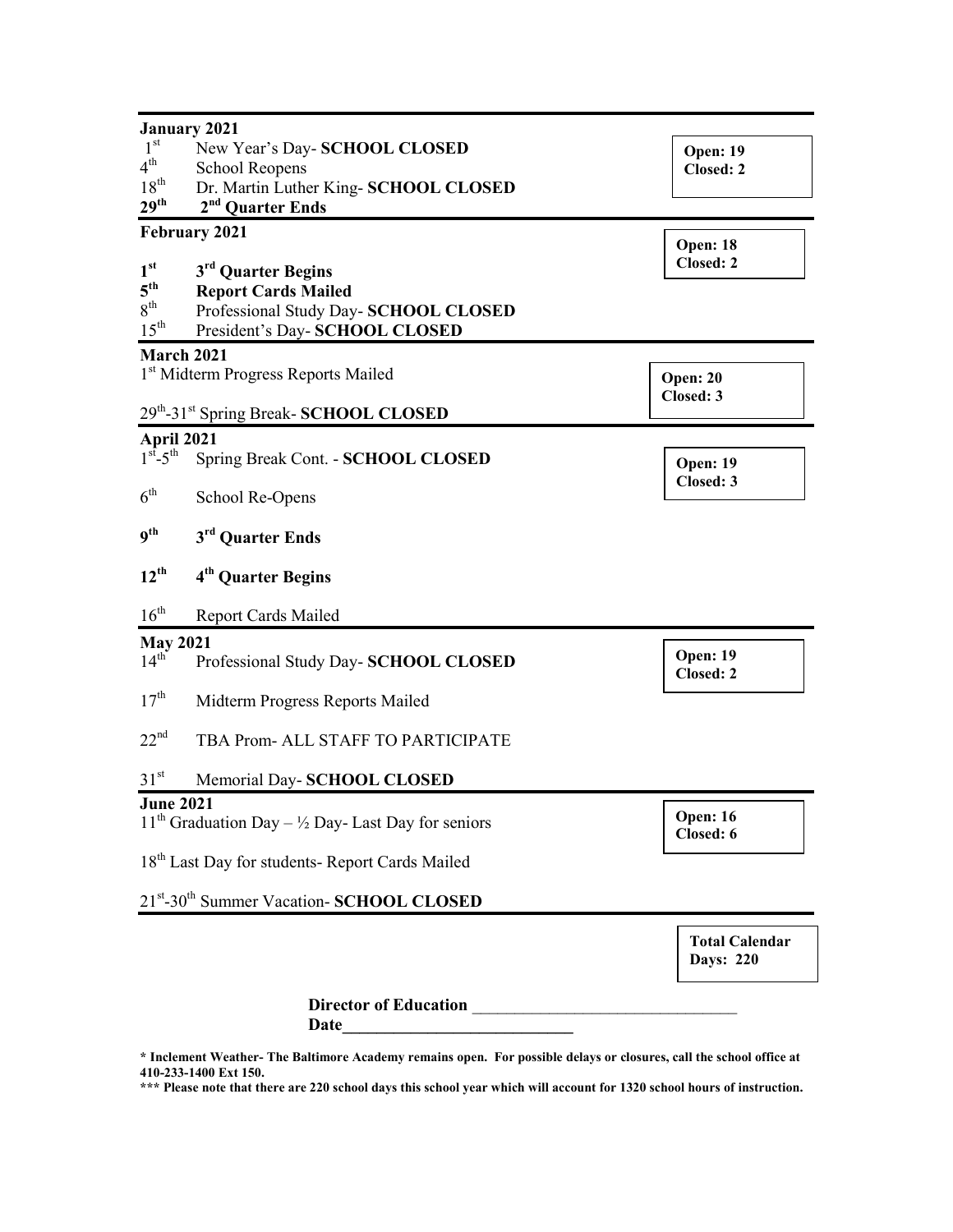**January 2021**

1st New Year's Day- **SCHOOL CLOSED**
4th School Reopens
18th Dr. Martin Luther King- **SCHOOL CLOSED**
**29th 2nd Quarter Ends**

**Open: 19**
**Closed: 2**

**February 2021**

**Open: 18**
**Closed: 2**

**1st 3rd Quarter Begins**
**5th Report Cards Mailed**
8th Professional Study Day- **SCHOOL CLOSED**
15th President's Day- **SCHOOL CLOSED**

**March 2021**

1st Midterm Progress Reports Mailed

**Open: 20**
**Closed: 3**

29th-31st Spring Break- **SCHOOL CLOSED**

**April 2021**

1st-5th Spring Break Cont. - **SCHOOL CLOSED**

**Open: 19**
**Closed: 3**

6th School Re-Opens

**9th 3rd Quarter Ends**

**12th 4th Quarter Begins**

16th Report Cards Mailed

**May 2021**

14th Professional Study Day- **SCHOOL CLOSED**

**Open: 19**
**Closed: 2**

17th Midterm Progress Reports Mailed

22nd TBA Prom- ALL STAFF TO PARTICIPATE

31st Memorial Day- **SCHOOL CLOSED**

**June 2021**

11th Graduation Day – ½ Day- Last Day for seniors

**Open: 16**
**Closed: 6**

18th Last Day for students- Report Cards Mailed

21st-30th Summer Vacation- **SCHOOL CLOSED**

**Total Calendar Days: 220**

**Director of Education** ______________________________
**Date**___________________________

**\* Inclement Weather- The Baltimore Academy remains open. For possible delays or closures, call the school office at 410-233-1400 Ext 150.**

**\*\*\* Please note that there are 220 school days this school year which will account for 1320 school hours of instruction.**